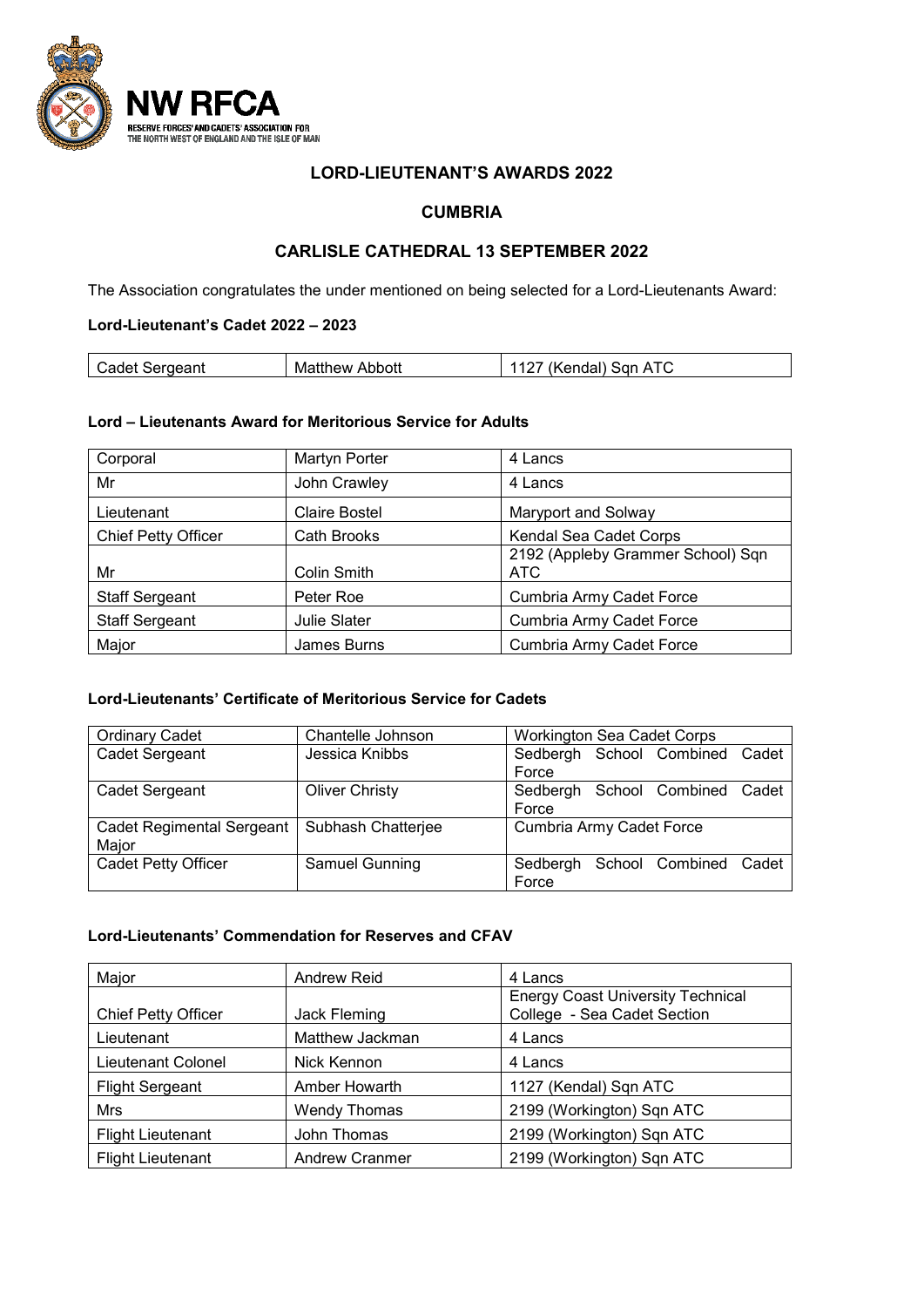NW RFCA

RESERVE FORCES' AND CADETS' ASSOCIATION FOR THE NORTH WEST OF ENGLAND AND THE ISLE OF MAN

# LORD-LIEUTENANT'S AWARDS 2022

## CUMBRIA

## CARLISLE CATHEDRAL 13 SEPTEMBER 2022

The Association congratulates the under mentioned on being selected for a Lord-Lieutenants Award:

**Lord-Lieutenant's Cadet 2022 – 2023**

| | | |
|---|---|---|
| Cadet Sergeant | Matthew Abbott | 1127 (Kendal) Sqn ATC |

**Lord – Lieutenants Award for Meritorious Service for Adults**

| | | |
|---|---|---|
| Corporal | Martyn Porter | 4 Lancs |
| Mr | John Crawley | 4 Lancs |
| Lieutenant | Claire Bostel | Maryport and Solway |
| Chief Petty Officer | Cath Brooks | Kendal Sea Cadet Corps |
| Mr | Colin Smith | 2192 (Appleby Grammer School) Sqn ATC |
| Staff Sergeant | Peter Roe | Cumbria Army Cadet Force |
| Staff Sergeant | Julie Slater | Cumbria Army Cadet Force |
| Major | James Burns | Cumbria Army Cadet Force |

**Lord-Lieutenants' Certificate of Meritorious Service for Cadets**

| | | |
|---|---|---|
| Ordinary Cadet | Chantelle Johnson | Workington Sea Cadet Corps |
| Cadet Sergeant | Jessica Knibbs | Sedbergh School Combined Cadet Force |
| Cadet Sergeant | Oliver Christy | Sedbergh School Combined Cadet Force |
| Cadet Regimental Sergeant Major | Subhash Chatterjee | Cumbria Army Cadet Force |
| Cadet Petty Officer | Samuel Gunning | Sedbergh School Combined Cadet Force |

**Lord-Lieutenants' Commendation for Reserves and CFAV**

| | | |
|---|---|---|
| Major | Andrew Reid | 4 Lancs |
| Chief Petty Officer | Jack Fleming | Energy Coast University Technical College - Sea Cadet Section |
| Lieutenant | Matthew Jackman | 4 Lancs |
| Lieutenant Colonel | Nick Kennon | 4 Lancs |
| Flight Sergeant | Amber Howarth | 1127 (Kendal) Sqn ATC |
| Mrs | Wendy Thomas | 2199 (Workington) Sqn ATC |
| Flight Lieutenant | John Thomas | 2199 (Workington) Sqn ATC |
| Flight Lieutenant | Andrew Cranmer | 2199 (Workington) Sqn ATC |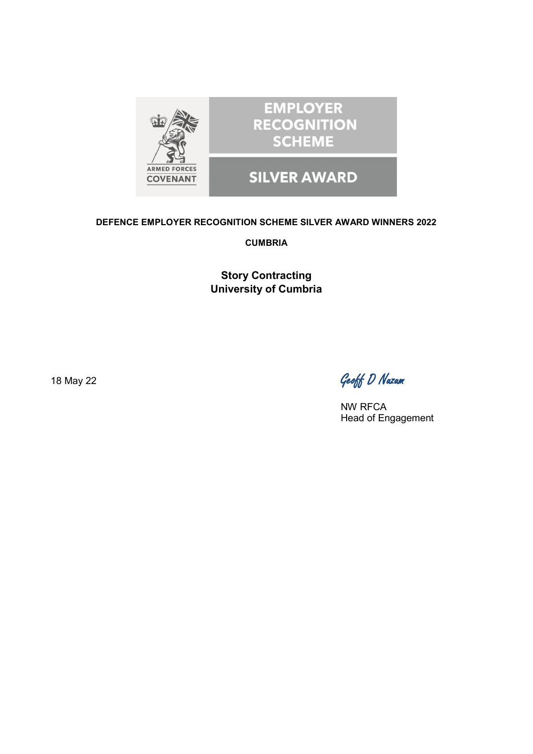DEFENCE EMPLOYER RECOGNITION SCHEME SILVER AWARD WINNERS 2022

CUMBRIA

**Story Contracting**
**University of Cumbria**

18 May 22

Geoff D Nazam

NW RFCA
Head of Engagement